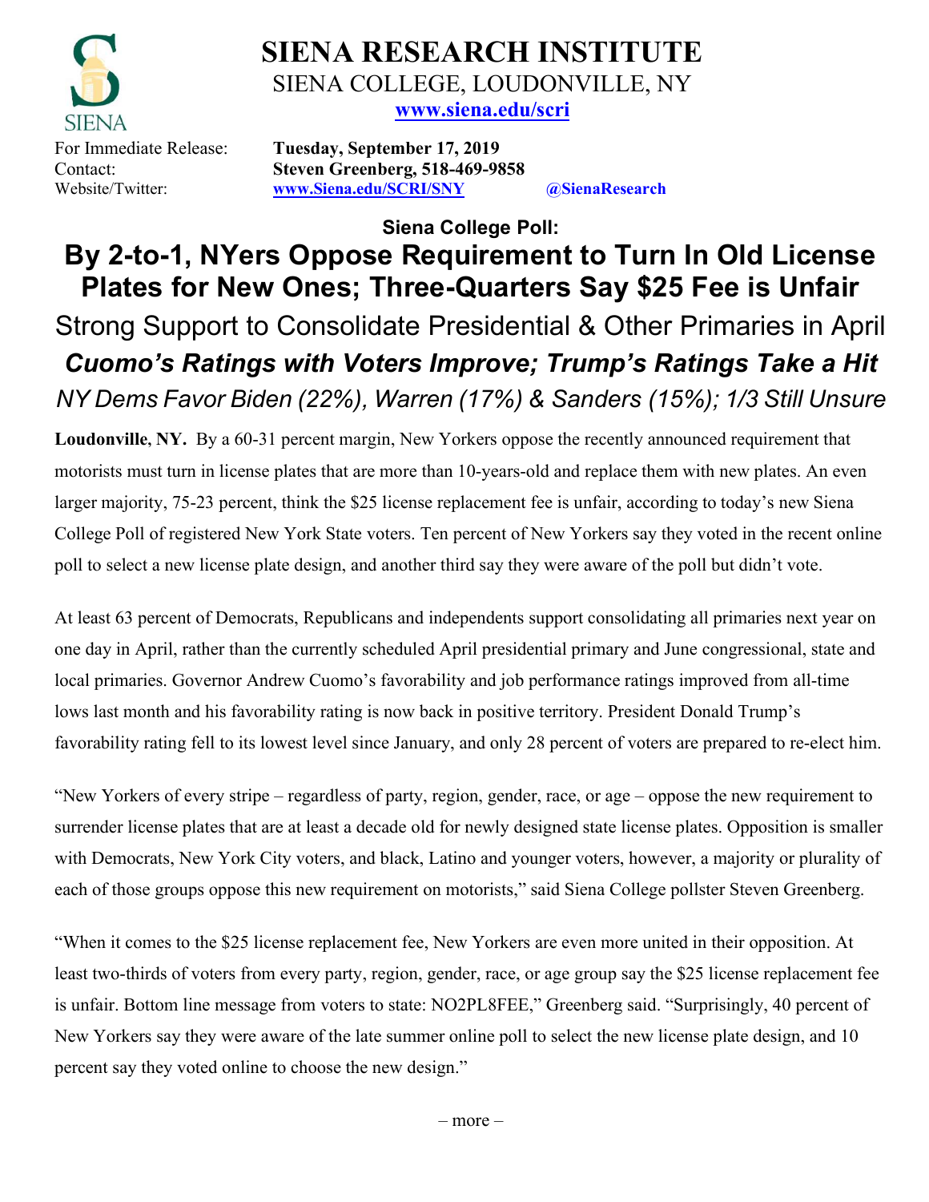# SIENA RESEARCH INSTITUTE

SIENA COLLEGE, LOUDONVILLE, NY

www.siena.edu/scri

For Immediate Release: **Tuesday, September 17, 2019**
Contact: **Steven Greenberg, 518-469-9858**
Website/Twitter: **www.Siena.edu/SCRI/SNY** **@SienaResearch**

**Siena College Poll:**

## By 2-to-1, NYers Oppose Requirement to Turn In Old License Plates for New Ones; Three-Quarters Say $25 Fee is Unfair

### Strong Support to Consolidate Presidential & Other Primaries in April

### *Cuomo's Ratings with Voters Improve; Trump's Ratings Take a Hit*

*NY Dems Favor Biden (22%), Warren (17%) & Sanders (15%); 1/3 Still Unsure*

**Loudonville, NY.** By a 60-31 percent margin, New Yorkers oppose the recently announced requirement that motorists must turn in license plates that are more than 10-years-old and replace them with new plates. An even larger majority, 75-23 percent, think the $25 license replacement fee is unfair, according to today's new Siena College Poll of registered New York State voters. Ten percent of New Yorkers say they voted in the recent online poll to select a new license plate design, and another third say they were aware of the poll but didn't vote.

At least 63 percent of Democrats, Republicans and independents support consolidating all primaries next year on one day in April, rather than the currently scheduled April presidential primary and June congressional, state and local primaries. Governor Andrew Cuomo's favorability and job performance ratings improved from all-time lows last month and his favorability rating is now back in positive territory. President Donald Trump's favorability rating fell to its lowest level since January, and only 28 percent of voters are prepared to re-elect him.

"New Yorkers of every stripe – regardless of party, region, gender, race, or age – oppose the new requirement to surrender license plates that are at least a decade old for newly designed state license plates. Opposition is smaller with Democrats, New York City voters, and black, Latino and younger voters, however, a majority or plurality of each of those groups oppose this new requirement on motorists," said Siena College pollster Steven Greenberg.

"When it comes to the $25 license replacement fee, New Yorkers are even more united in their opposition. At least two-thirds of voters from every party, region, gender, race, or age group say the $25 license replacement fee is unfair. Bottom line message from voters to state: NO2PL8FEE," Greenberg said. "Surprisingly, 40 percent of New Yorkers say they were aware of the late summer online poll to select the new license plate design, and 10 percent say they voted online to choose the new design."

– more –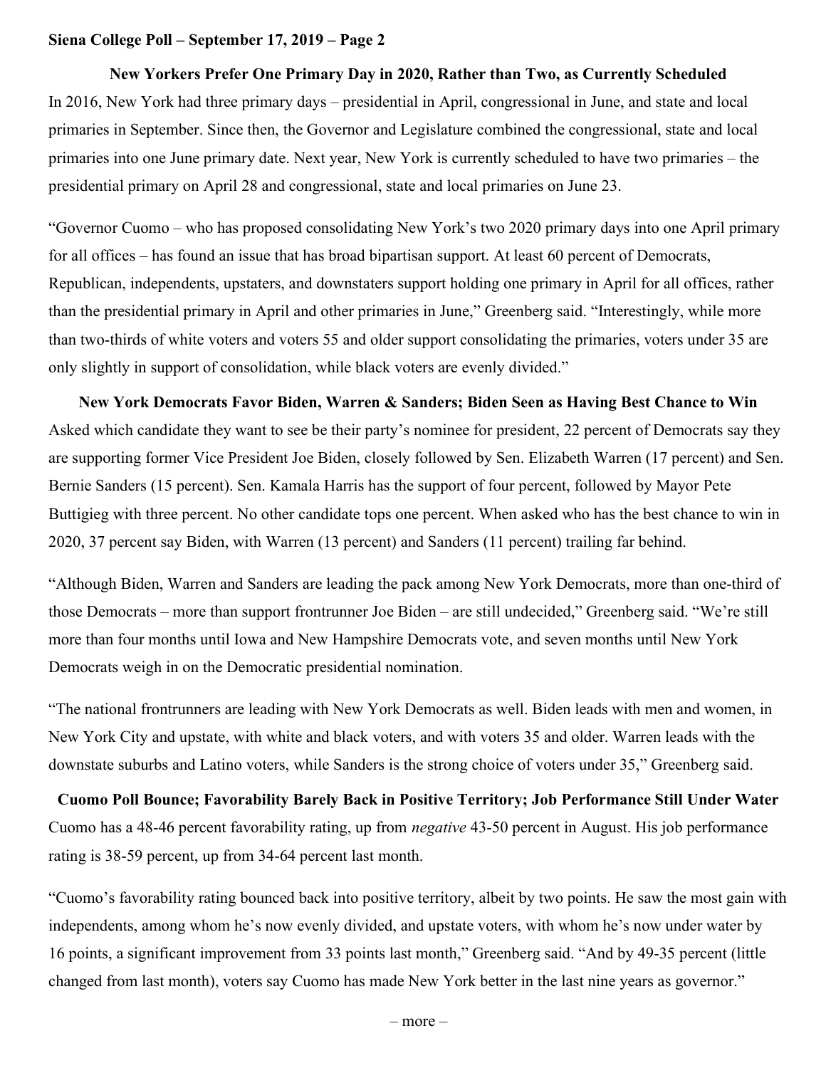## New Yorkers Prefer One Primary Day in 2020, Rather than Two, as Currently Scheduled

In 2016, New York had three primary days – presidential in April, congressional in June, and state and local primaries in September. Since then, the Governor and Legislature combined the congressional, state and local primaries into one June primary date. Next year, New York is currently scheduled to have two primaries – the presidential primary on April 28 and congressional, state and local primaries on June 23.

"Governor Cuomo – who has proposed consolidating New York's two 2020 primary days into one April primary for all offices – has found an issue that has broad bipartisan support. At least 60 percent of Democrats, Republican, independents, upstaters, and downstaters support holding one primary in April for all offices, rather than the presidential primary in April and other primaries in June," Greenberg said. "Interestingly, while more than two-thirds of white voters and voters 55 and older support consolidating the primaries, voters under 35 are only slightly in support of consolidation, while black voters are evenly divided."

## New York Democrats Favor Biden, Warren & Sanders; Biden Seen as Having Best Chance to Win

Asked which candidate they want to see be their party's nominee for president, 22 percent of Democrats say they are supporting former Vice President Joe Biden, closely followed by Sen. Elizabeth Warren (17 percent) and Sen. Bernie Sanders (15 percent). Sen. Kamala Harris has the support of four percent, followed by Mayor Pete Buttigieg with three percent. No other candidate tops one percent. When asked who has the best chance to win in 2020, 37 percent say Biden, with Warren (13 percent) and Sanders (11 percent) trailing far behind.

"Although Biden, Warren and Sanders are leading the pack among New York Democrats, more than one-third of those Democrats – more than support frontrunner Joe Biden – are still undecided," Greenberg said. "We're still more than four months until Iowa and New Hampshire Democrats vote, and seven months until New York Democrats weigh in on the Democratic presidential nomination.

"The national frontrunners are leading with New York Democrats as well. Biden leads with men and women, in New York City and upstate, with white and black voters, and with voters 35 and older. Warren leads with the downstate suburbs and Latino voters, while Sanders is the strong choice of voters under 35," Greenberg said.

## Cuomo Poll Bounce; Favorability Barely Back in Positive Territory; Job Performance Still Under Water

Cuomo has a 48-46 percent favorability rating, up from *negative* 43-50 percent in August. His job performance rating is 38-59 percent, up from 34-64 percent last month.

"Cuomo's favorability rating bounced back into positive territory, albeit by two points. He saw the most gain with independents, among whom he's now evenly divided, and upstate voters, with whom he's now under water by 16 points, a significant improvement from 33 points last month," Greenberg said. "And by 49-35 percent (little changed from last month), voters say Cuomo has made New York better in the last nine years as governor."

– more –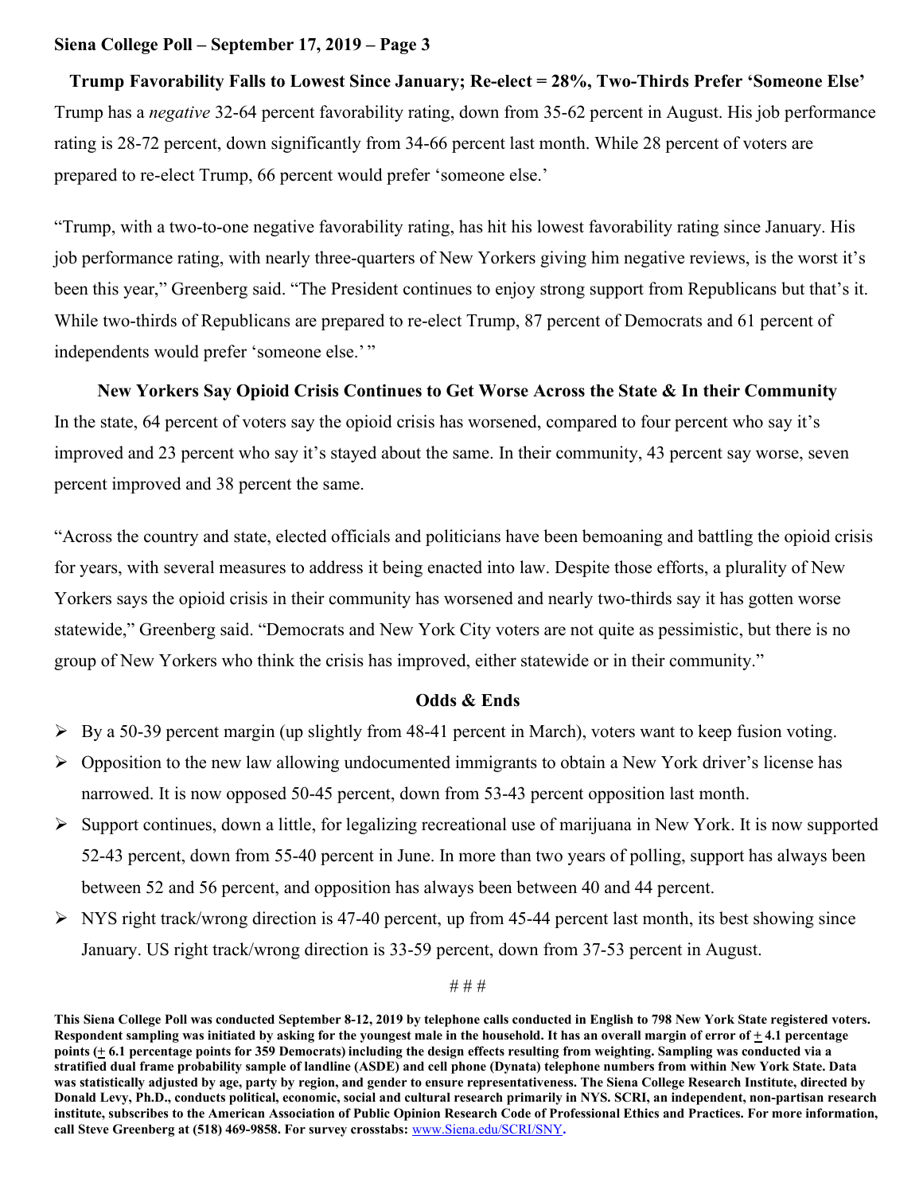### Trump Favorability Falls to Lowest Since January; Re-elect = 28%, Two-Thirds Prefer 'Someone Else'

Trump has a *negative* 32-64 percent favorability rating, down from 35-62 percent in August. His job performance rating is 28-72 percent, down significantly from 34-66 percent last month. While 28 percent of voters are prepared to re-elect Trump, 66 percent would prefer 'someone else.'

"Trump, with a two-to-one negative favorability rating, has hit his lowest favorability rating since January. His job performance rating, with nearly three-quarters of New Yorkers giving him negative reviews, is the worst it's been this year," Greenberg said. "The President continues to enjoy strong support from Republicans but that's it. While two-thirds of Republicans are prepared to re-elect Trump, 87 percent of Democrats and 61 percent of independents would prefer 'someone else.' "

### New Yorkers Say Opioid Crisis Continues to Get Worse Across the State & In their Community

In the state, 64 percent of voters say the opioid crisis has worsened, compared to four percent who say it's improved and 23 percent who say it's stayed about the same. In their community, 43 percent say worse, seven percent improved and 38 percent the same.

"Across the country and state, elected officials and politicians have been bemoaning and battling the opioid crisis for years, with several measures to address it being enacted into law. Despite those efforts, a plurality of New Yorkers says the opioid crisis in their community has worsened and nearly two-thirds say it has gotten worse statewide," Greenberg said. "Democrats and New York City voters are not quite as pessimistic, but there is no group of New Yorkers who think the crisis has improved, either statewide or in their community."

### Odds & Ends

- By a 50-39 percent margin (up slightly from 48-41 percent in March), voters want to keep fusion voting.
- Opposition to the new law allowing undocumented immigrants to obtain a New York driver's license has narrowed. It is now opposed 50-45 percent, down from 53-43 percent opposition last month.
- Support continues, down a little, for legalizing recreational use of marijuana in New York. It is now supported 52-43 percent, down from 55-40 percent in June. In more than two years of polling, support has always been between 52 and 56 percent, and opposition has always been between 40 and 44 percent.
- NYS right track/wrong direction is 47-40 percent, up from 45-44 percent last month, its best showing since January. US right track/wrong direction is 33-59 percent, down from 37-53 percent in August.

# # #

**This Siena College Poll was conducted September 8-12, 2019 by telephone calls conducted in English to 798 New York State registered voters. Respondent sampling was initiated by asking for the youngest male in the household. It has an overall margin of error of ± 4.1 percentage points (± 6.1 percentage points for 359 Democrats) including the design effects resulting from weighting. Sampling was conducted via a stratified dual frame probability sample of landline (ASDE) and cell phone (Dynata) telephone numbers from within New York State. Data was statistically adjusted by age, party by region, and gender to ensure representativeness. The Siena College Research Institute, directed by Donald Levy, Ph.D., conducts political, economic, social and cultural research primarily in NYS. SCRI, an independent, non-partisan research institute, subscribes to the American Association of Public Opinion Research Code of Professional Ethics and Practices. For more information, call Steve Greenberg at (518) 469-9858. For survey crosstabs: www.Siena.edu/SCRI/SNY.**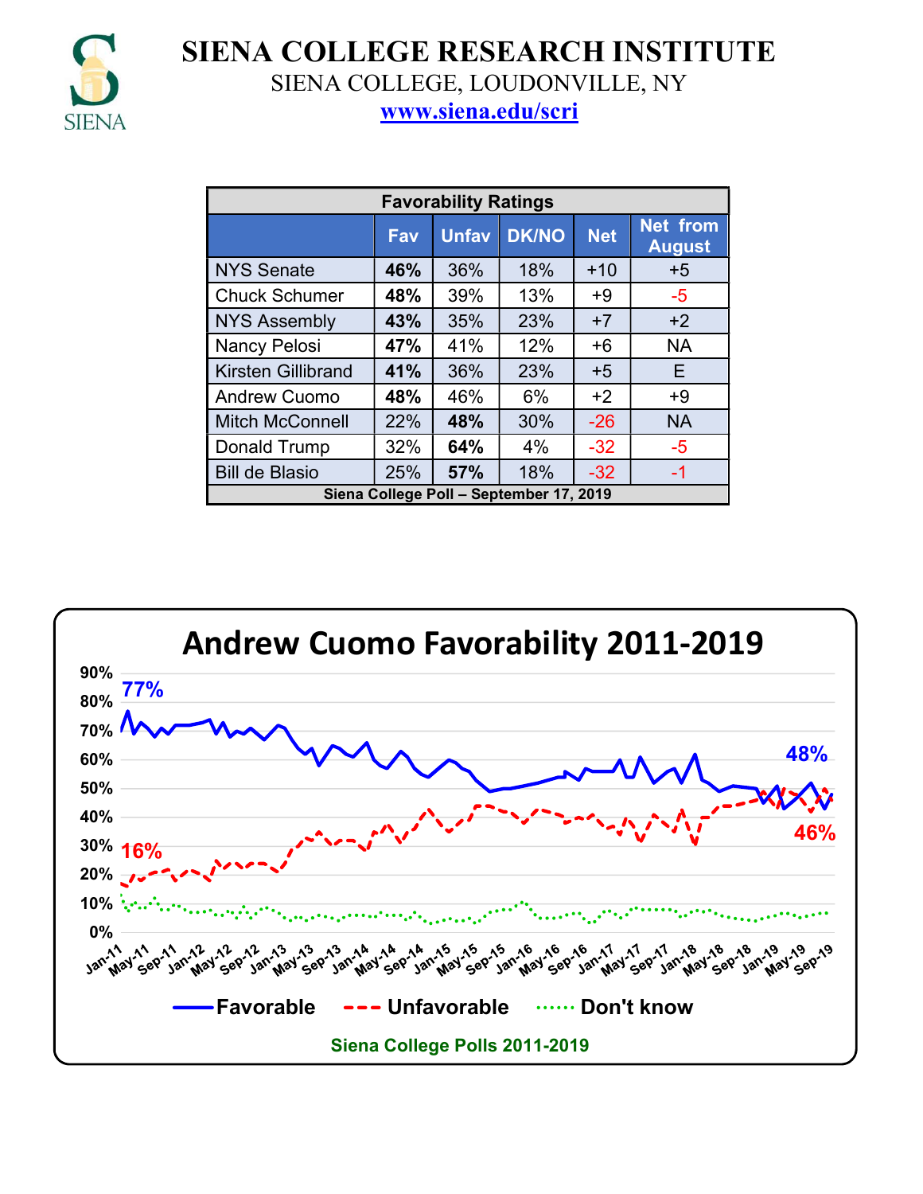# SIENA COLLEGE RESEARCH INSTITUTE

SIENA COLLEGE, LOUDONVILLE, NY

www.siena.edu/scri

| Favorability Ratings | | | | | |
|---|---|---|---|---|---|
| | Fav | Unfav | DK/NO | Net | Net from August |
| NYS Senate | **46%** | 36% | 18% | +10 | +5 |
| Chuck Schumer | **48%** | 39% | 13% | +9 | -5 |
| NYS Assembly | **43%** | 35% | 23% | +7 | +2 |
| Nancy Pelosi | **47%** | 41% | 12% | +6 | NA |
| Kirsten Gillibrand | **41%** | 36% | 23% | +5 | E |
| Andrew Cuomo | **48%** | 46% | 6% | +2 | +9 |
| Mitch McConnell | 22% | **48%** | 30% | -26 | NA |
| Donald Trump | 32% | **64%** | 4% | -32 | -5 |
| Bill de Blasio | 25% | **57%** | 18% | -32 | -1 |
| Siena College Poll – September 17, 2019 | | | | | |

Andrew Cuomo Favorability 2011-2019

90%
80%
70%
60%
50%
40%
30%
20%
10%
0%

77%
16%
48%
46%

Jan-11 May-11 Sep-11 Jan-12 May-12 Sep-12 Jan-13 May-13 Sep-13 Jan-14 May-14 Sep-14 Jan-15 May-15 Sep-15 Jan-16 May-16 Sep-16 Jan-17 May-17 Sep-17 Jan-18 May-18 Sep-18 Jan-19 May-19 Sep-19

Favorable
Unfavorable
Don't know

Siena College Polls 2011-2019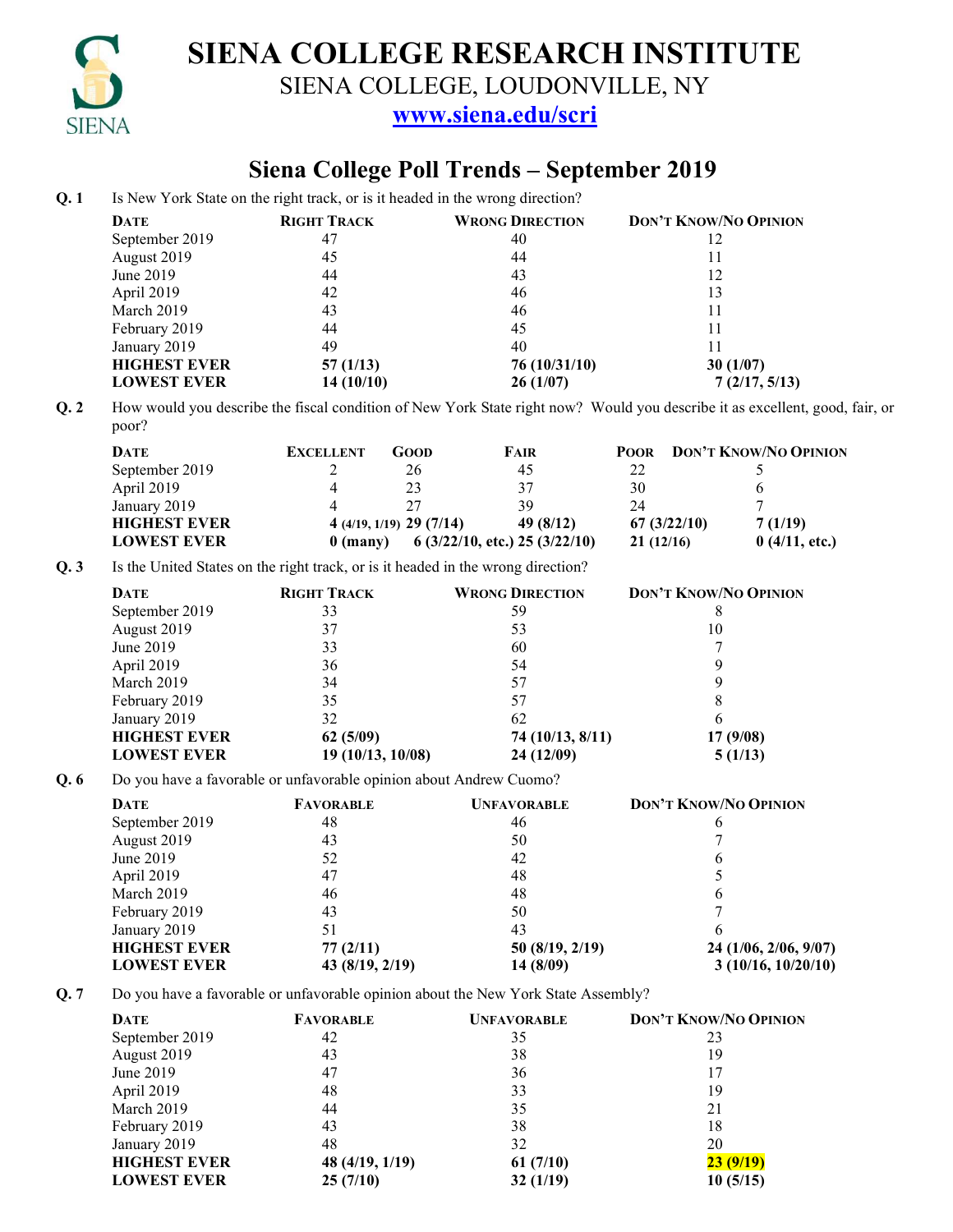# SIENA COLLEGE RESEARCH INSTITUTE

SIENA COLLEGE, LOUDONVILLE, NY

www.siena.edu/scri

## Siena College Poll Trends – September 2019

**Q. 1** Is New York State on the right track, or is it headed in the wrong direction?

| DATE | RIGHT TRACK | WRONG DIRECTION | DON'T KNOW/NO OPINION |
|---|---|---|---|
| September 2019 | 47 | 40 | 12 |
| August 2019 | 45 | 44 | 11 |
| June 2019 | 44 | 43 | 12 |
| April 2019 | 42 | 46 | 13 |
| March 2019 | 43 | 46 | 11 |
| February 2019 | 44 | 45 | 11 |
| January 2019 | 49 | 40 | 11 |
| **HIGHEST EVER** | **57 (1/13)** | **76 (10/31/10)** | **30 (1/07)** |
| **LOWEST EVER** | **14 (10/10)** | **26 (1/07)** | **7 (2/17, 5/13)** |

**Q. 2** How would you describe the fiscal condition of New York State right now? Would you describe it as excellent, good, fair, or poor?

| DATE | EXCELLENT | GOOD | FAIR | POOR | DON'T KNOW/NO OPINION |
|---|---|---|---|---|---|
| September 2019 | 2 | 26 | 45 | 22 | 5 |
| April 2019 | 4 | 23 | 37 | 30 | 6 |
| January 2019 | 4 | 27 | 39 | 24 | 7 |
| **HIGHEST EVER** | **4 (4/19, 1/19)** | **29 (7/14)** | **49 (8/12)** | **67 (3/22/10)** | **7 (1/19)** |
| **LOWEST EVER** | **0 (many)** | **6 (3/22/10, etc.)** | **25 (3/22/10)** | **21 (12/16)** | **0 (4/11, etc.)** |

**Q. 3** Is the United States on the right track, or is it headed in the wrong direction?

| DATE | RIGHT TRACK | WRONG DIRECTION | DON'T KNOW/NO OPINION |
|---|---|---|---|
| September 2019 | 33 | 59 | 8 |
| August 2019 | 37 | 53 | 10 |
| June 2019 | 33 | 60 | 7 |
| April 2019 | 36 | 54 | 9 |
| March 2019 | 34 | 57 | 9 |
| February 2019 | 35 | 57 | 8 |
| January 2019 | 32 | 62 | 6 |
| **HIGHEST EVER** | **62 (5/09)** | **74 (10/13, 8/11)** | **17 (9/08)** |
| **LOWEST EVER** | **19 (10/13, 10/08)** | **24 (12/09)** | **5 (1/13)** |

**Q. 6** Do you have a favorable or unfavorable opinion about Andrew Cuomo?

| DATE | FAVORABLE | UNFAVORABLE | DON'T KNOW/NO OPINION |
|---|---|---|---|
| September 2019 | 48 | 46 | 6 |
| August 2019 | 43 | 50 | 7 |
| June 2019 | 52 | 42 | 6 |
| April 2019 | 47 | 48 | 5 |
| March 2019 | 46 | 48 | 6 |
| February 2019 | 43 | 50 | 7 |
| January 2019 | 51 | 43 | 6 |
| **HIGHEST EVER** | **77 (2/11)** | **50 (8/19, 2/19)** | **24 (1/06, 2/06, 9/07)** |
| **LOWEST EVER** | **43 (8/19, 2/19)** | **14 (8/09)** | **3 (10/16, 10/20/10)** |

**Q. 7** Do you have a favorable or unfavorable opinion about the New York State Assembly?

| DATE | FAVORABLE | UNFAVORABLE | DON'T KNOW/NO OPINION |
|---|---|---|---|
| September 2019 | 42 | 35 | 23 |
| August 2019 | 43 | 38 | 19 |
| June 2019 | 47 | 36 | 17 |
| April 2019 | 48 | 33 | 19 |
| March 2019 | 44 | 35 | 21 |
| February 2019 | 43 | 38 | 18 |
| January 2019 | 48 | 32 | 20 |
| **HIGHEST EVER** | **48 (4/19, 1/19)** | **61 (7/10)** | **23 (9/19)** |
| **LOWEST EVER** | **25 (7/10)** | **32 (1/19)** | **10 (5/15)** |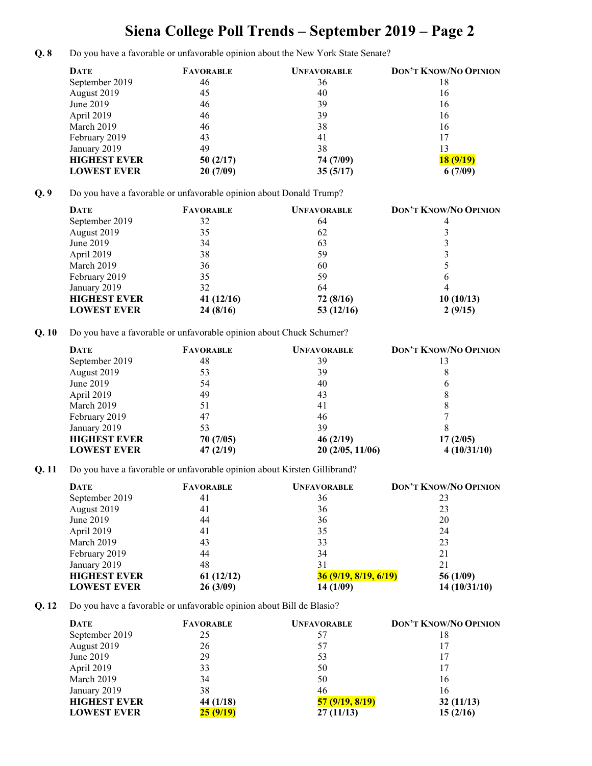# Siena College Poll Trends – September 2019 – Page 2

**Q. 8** Do you have a favorable or unfavorable opinion about the New York State Senate?

| DATE | FAVORABLE | UNFAVORABLE | DON'T KNOW/NO OPINION |
|---|---|---|---|
| September 2019 | 46 | 36 | 18 |
| August 2019 | 45 | 40 | 16 |
| June 2019 | 46 | 39 | 16 |
| April 2019 | 46 | 39 | 16 |
| March 2019 | 46 | 38 | 16 |
| February 2019 | 43 | 41 | 17 |
| January 2019 | 49 | 38 | 13 |
| **HIGHEST EVER** | **50 (2/17)** | **74 (7/09)** | **18 (9/19)** |
| **LOWEST EVER** | **20 (7/09)** | **35 (5/17)** | **6 (7/09)** |

**Q. 9** Do you have a favorable or unfavorable opinion about Donald Trump?

| DATE | FAVORABLE | UNFAVORABLE | DON'T KNOW/NO OPINION |
|---|---|---|---|
| September 2019 | 32 | 64 | 4 |
| August 2019 | 35 | 62 | 3 |
| June 2019 | 34 | 63 | 3 |
| April 2019 | 38 | 59 | 3 |
| March 2019 | 36 | 60 | 5 |
| February 2019 | 35 | 59 | 6 |
| January 2019 | 32 | 64 | 4 |
| **HIGHEST EVER** | **41 (12/16)** | **72 (8/16)** | **10 (10/13)** |
| **LOWEST EVER** | **24 (8/16)** | **53 (12/16)** | **2 (9/15)** |

**Q. 10** Do you have a favorable or unfavorable opinion about Chuck Schumer?

| DATE | FAVORABLE | UNFAVORABLE | DON'T KNOW/NO OPINION |
|---|---|---|---|
| September 2019 | 48 | 39 | 13 |
| August 2019 | 53 | 39 | 8 |
| June 2019 | 54 | 40 | 6 |
| April 2019 | 49 | 43 | 8 |
| March 2019 | 51 | 41 | 8 |
| February 2019 | 47 | 46 | 7 |
| January 2019 | 53 | 39 | 8 |
| **HIGHEST EVER** | **70 (7/05)** | **46 (2/19)** | **17 (2/05)** |
| **LOWEST EVER** | **47 (2/19)** | **20 (2/05, 11/06)** | **4 (10/31/10)** |

**Q. 11** Do you have a favorable or unfavorable opinion about Kirsten Gillibrand?

| DATE | FAVORABLE | UNFAVORABLE | DON'T KNOW/NO OPINION |
|---|---|---|---|
| September 2019 | 41 | 36 | 23 |
| August 2019 | 41 | 36 | 23 |
| June 2019 | 44 | 36 | 20 |
| April 2019 | 41 | 35 | 24 |
| March 2019 | 43 | 33 | 23 |
| February 2019 | 44 | 34 | 21 |
| January 2019 | 48 | 31 | 21 |
| **HIGHEST EVER** | **61 (12/12)** | **36 (9/19, 8/19, 6/19)** | **56 (1/09)** |
| **LOWEST EVER** | **26 (3/09)** | **14 (1/09)** | **14 (10/31/10)** |

**Q. 12** Do you have a favorable or unfavorable opinion about Bill de Blasio?

| DATE | FAVORABLE | UNFAVORABLE | DON'T KNOW/NO OPINION |
|---|---|---|---|
| September 2019 | 25 | 57 | 18 |
| August 2019 | 26 | 57 | 17 |
| June 2019 | 29 | 53 | 17 |
| April 2019 | 33 | 50 | 17 |
| March 2019 | 34 | 50 | 16 |
| January 2019 | 38 | 46 | 16 |
| **HIGHEST EVER** | **44 (1/18)** | **57 (9/19, 8/19)** | **32 (11/13)** |
| **LOWEST EVER** | **25 (9/19)** | **27 (11/13)** | **15 (2/16)** |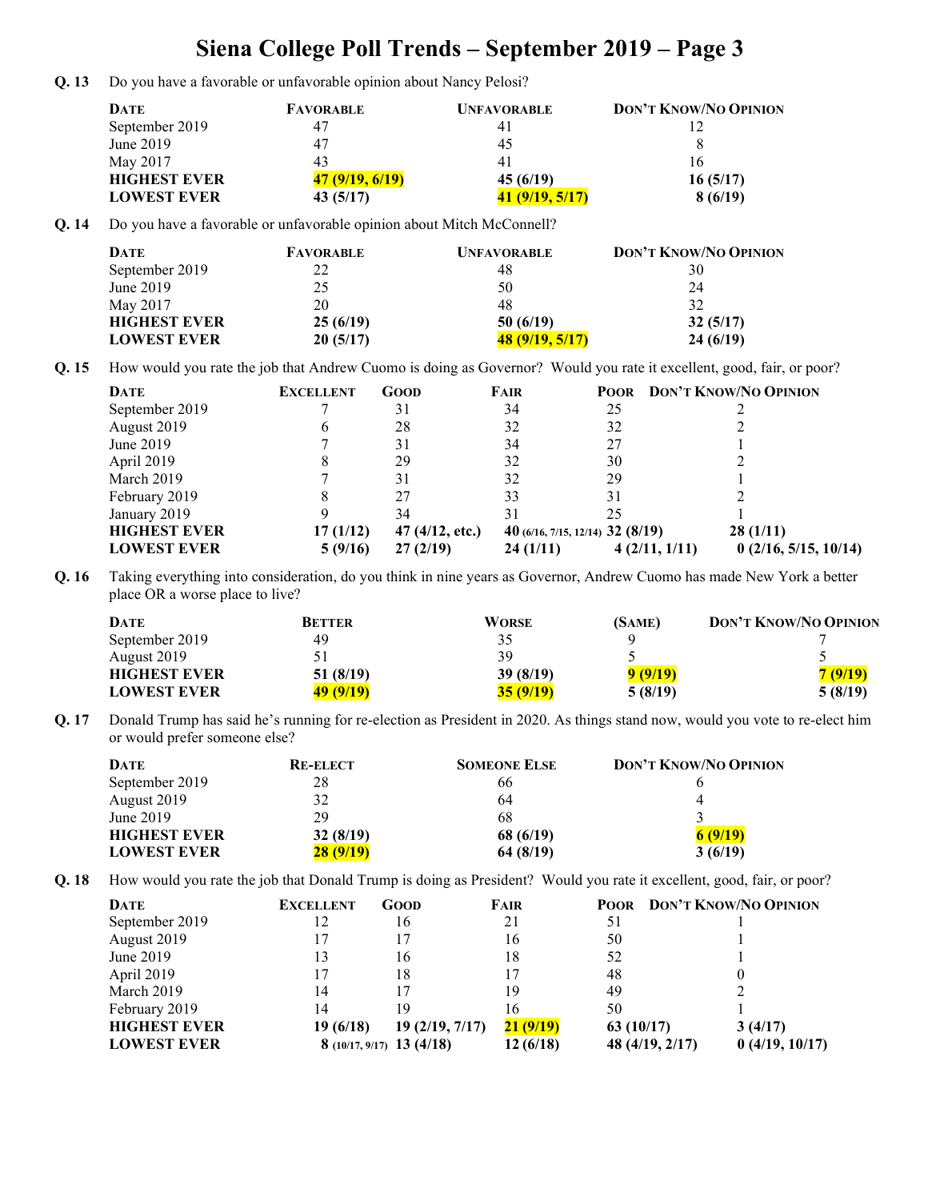# Siena College Poll Trends – September 2019 – Page 3

**Q. 13** Do you have a favorable or unfavorable opinion about Nancy Pelosi?

| Date | Favorable | Unfavorable | Don't Know/No Opinion |
|---|---|---|---|
| September 2019 | 47 | 41 | 12 |
| June 2019 | 47 | 45 | 8 |
| May 2017 | 43 | 41 | 16 |
| **HIGHEST EVER** | **47 (9/19, 6/19)** | **45 (6/19)** | **16 (5/17)** |
| **LOWEST EVER** | **43 (5/17)** | **41 (9/19, 5/17)** | **8 (6/19)** |

**Q. 14** Do you have a favorable or unfavorable opinion about Mitch McConnell?

| Date | Favorable | Unfavorable | Don't Know/No Opinion |
|---|---|---|---|
| September 2019 | 22 | 48 | 30 |
| June 2019 | 25 | 50 | 24 |
| May 2017 | 20 | 48 | 32 |
| **HIGHEST EVER** | **25 (6/19)** | **50 (6/19)** | **32 (5/17)** |
| **LOWEST EVER** | **20 (5/17)** | **48 (9/19, 5/17)** | **24 (6/19)** |

**Q. 15** How would you rate the job that Andrew Cuomo is doing as Governor? Would you rate it excellent, good, fair, or poor?

| Date | Excellent | Good | Fair | Poor | Don't Know/No Opinion |
|---|---|---|---|---|---|
| September 2019 | 7 | 31 | 34 | 25 | 2 |
| August 2019 | 6 | 28 | 32 | 32 | 2 |
| June 2019 | 7 | 31 | 34 | 27 | 1 |
| April 2019 | 8 | 29 | 32 | 30 | 2 |
| March 2019 | 7 | 31 | 32 | 29 | 1 |
| February 2019 | 8 | 27 | 33 | 31 | 2 |
| January 2019 | 9 | 34 | 31 | 25 | 1 |
| **HIGHEST EVER** | **17 (1/12)** | **47 (4/12, etc.)** | **40 (6/16, 7/15, 12/14)** | **32 (8/19)** | **28 (1/11)** |
| **LOWEST EVER** | **5 (9/16)** | **27 (2/19)** | **24 (1/11)** | **4 (2/11, 1/11)** | **0 (2/16, 5/15, 10/14)** |

**Q. 16** Taking everything into consideration, do you think in nine years as Governor, Andrew Cuomo has made New York a better place OR a worse place to live?

| Date | Better | Worse | (Same) | Don't Know/No Opinion |
|---|---|---|---|---|
| September 2019 | 49 | 35 | 9 | 7 |
| August 2019 | 51 | 39 | 5 | 5 |
| **HIGHEST EVER** | **51 (8/19)** | **39 (8/19)** | **9 (9/19)** | **7 (9/19)** |
| **LOWEST EVER** | **49 (9/19)** | **35 (9/19)** | **5 (8/19)** | **5 (8/19)** |

**Q. 17** Donald Trump has said he's running for re-election as President in 2020. As things stand now, would you vote to re-elect him or would prefer someone else?

| Date | Re-elect | Someone Else | Don't Know/No Opinion |
|---|---|---|---|
| September 2019 | 28 | 66 | 6 |
| August 2019 | 32 | 64 | 4 |
| June 2019 | 29 | 68 | 3 |
| **HIGHEST EVER** | **32 (8/19)** | **68 (6/19)** | **6 (9/19)** |
| **LOWEST EVER** | **28 (9/19)** | **64 (8/19)** | **3 (6/19)** |

**Q. 18** How would you rate the job that Donald Trump is doing as President? Would you rate it excellent, good, fair, or poor?

| Date | Excellent | Good | Fair | Poor | Don't Know/No Opinion |
|---|---|---|---|---|---|
| September 2019 | 12 | 16 | 21 | 51 | 1 |
| August 2019 | 17 | 17 | 16 | 50 | 1 |
| June 2019 | 13 | 16 | 18 | 52 | 1 |
| April 2019 | 17 | 18 | 17 | 48 | 0 |
| March 2019 | 14 | 17 | 19 | 49 | 2 |
| February 2019 | 14 | 19 | 16 | 50 | 1 |
| **HIGHEST EVER** | **19 (6/18)** | **19 (2/19, 7/17)** | **21 (9/19)** | **63 (10/17)** | **3 (4/17)** |
| **LOWEST EVER** | **8 (10/17, 9/17)** | **13 (4/18)** | **12 (6/18)** | **48 (4/19, 2/17)** | **0 (4/19, 10/17)** |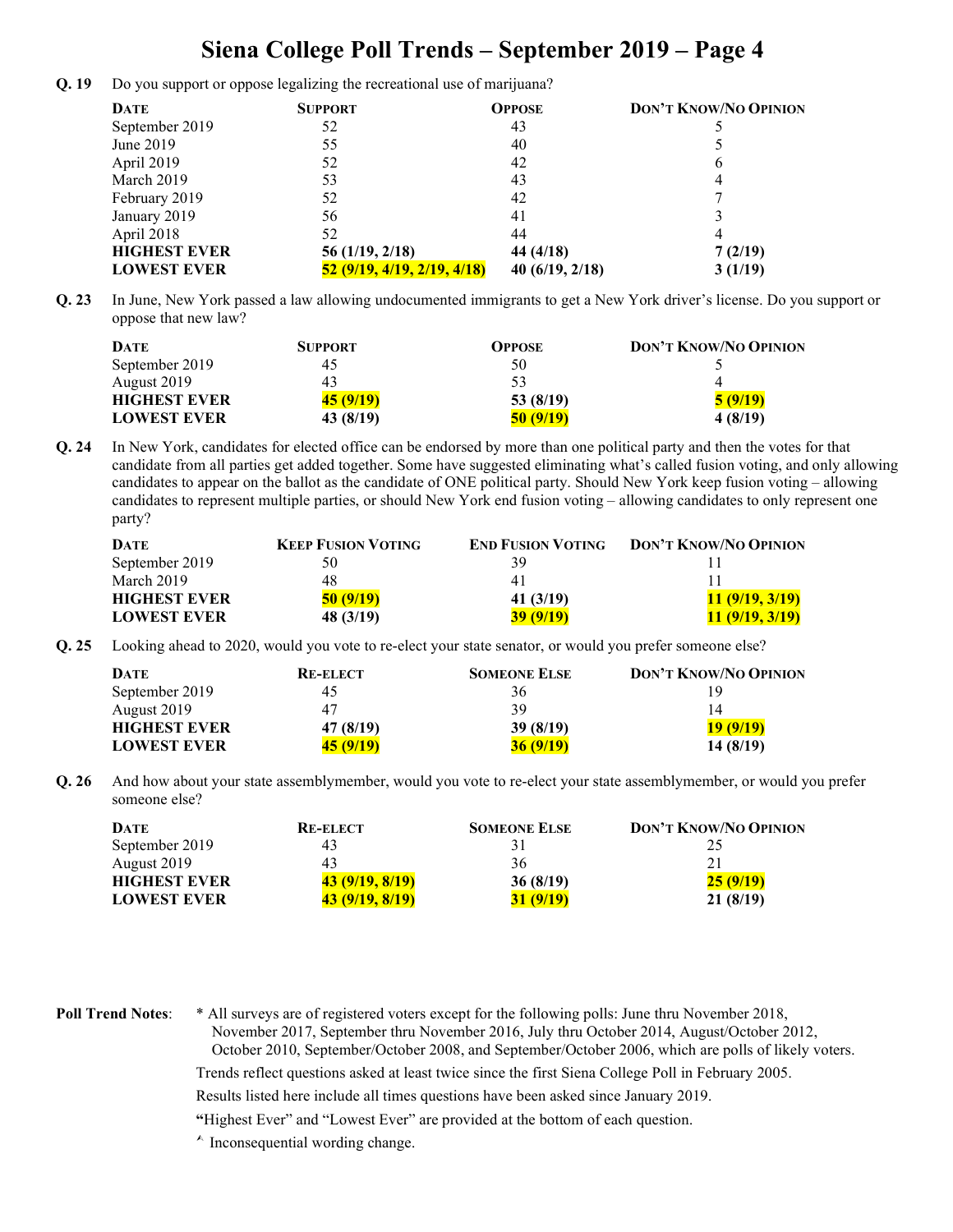# Siena College Poll Trends – September 2019 – Page 4

**Q. 19** Do you support or oppose legalizing the recreational use of marijuana?

| Date | Support | Oppose | Don't Know/No Opinion |
|---|---|---|---|
| September 2019 | 52 | 43 | 5 |
| June 2019 | 55 | 40 | 5 |
| April 2019 | 52 | 42 | 6 |
| March 2019 | 53 | 43 | 4 |
| February 2019 | 52 | 42 | 7 |
| January 2019 | 56 | 41 | 3 |
| April 2018 | 52 | 44 | 4 |
| **HIGHEST EVER** | **56 (1/19, 2/18)** | **44 (4/18)** | **7 (2/19)** |
| **LOWEST EVER** | **52 (9/19, 4/19, 2/19, 4/18)** | **40 (6/19, 2/18)** | **3 (1/19)** |

**Q. 23** In June, New York passed a law allowing undocumented immigrants to get a New York driver's license. Do you support or oppose that new law?

| Date | Support | Oppose | Don't Know/No Opinion |
|---|---|---|---|
| September 2019 | 45 | 50 | 5 |
| August 2019 | 43 | 53 | 4 |
| **HIGHEST EVER** | **45 (9/19)** | **53 (8/19)** | **5 (9/19)** |
| **LOWEST EVER** | **43 (8/19)** | **50 (9/19)** | **4 (8/19)** |

**Q. 24** In New York, candidates for elected office can be endorsed by more than one political party and then the votes for that candidate from all parties get added together. Some have suggested eliminating what's called fusion voting, and only allowing candidates to appear on the ballot as the candidate of ONE political party. Should New York keep fusion voting – allowing candidates to represent multiple parties, or should New York end fusion voting – allowing candidates to only represent one party?

| Date | Keep Fusion Voting | End Fusion Voting | Don't Know/No Opinion |
|---|---|---|---|
| September 2019 | 50 | 39 | 11 |
| March 2019 | 48 | 41 | 11 |
| **HIGHEST EVER** | **50 (9/19)** | **41 (3/19)** | **11 (9/19, 3/19)** |
| **LOWEST EVER** | **48 (3/19)** | **39 (9/19)** | **11 (9/19, 3/19)** |

**Q. 25** Looking ahead to 2020, would you vote to re-elect your state senator, or would you prefer someone else?

| Date | Re-elect | Someone Else | Don't Know/No Opinion |
|---|---|---|---|
| September 2019 | 45 | 36 | 19 |
| August 2019 | 47 | 39 | 14 |
| **HIGHEST EVER** | **47 (8/19)** | **39 (8/19)** | **19 (9/19)** |
| **LOWEST EVER** | **45 (9/19)** | **36 (9/19)** | **14 (8/19)** |

**Q. 26** And how about your state assemblymember, would you vote to re-elect your state assemblymember, or would you prefer someone else?

| Date | Re-elect | Someone Else | Don't Know/No Opinion |
|---|---|---|---|
| September 2019 | 43 | 31 | 25 |
| August 2019 | 43 | 36 | 21 |
| **HIGHEST EVER** | **43 (9/19, 8/19)** | **36 (8/19)** | **25 (9/19)** |
| **LOWEST EVER** | **43 (9/19, 8/19)** | **31 (9/19)** | **21 (8/19)** |

**Poll Trend Notes**: * All surveys are of registered voters except for the following polls: June thru November 2018, November 2017, September thru November 2016, July thru October 2014, August/October 2012, October 2010, September/October 2008, and September/October 2006, which are polls of likely voters.

Trends reflect questions asked at least twice since the first Siena College Poll in February 2005.

Results listed here include all times questions have been asked since January 2019.

"Highest Ever" and "Lowest Ever" are provided at the bottom of each question.

^ Inconsequential wording change.